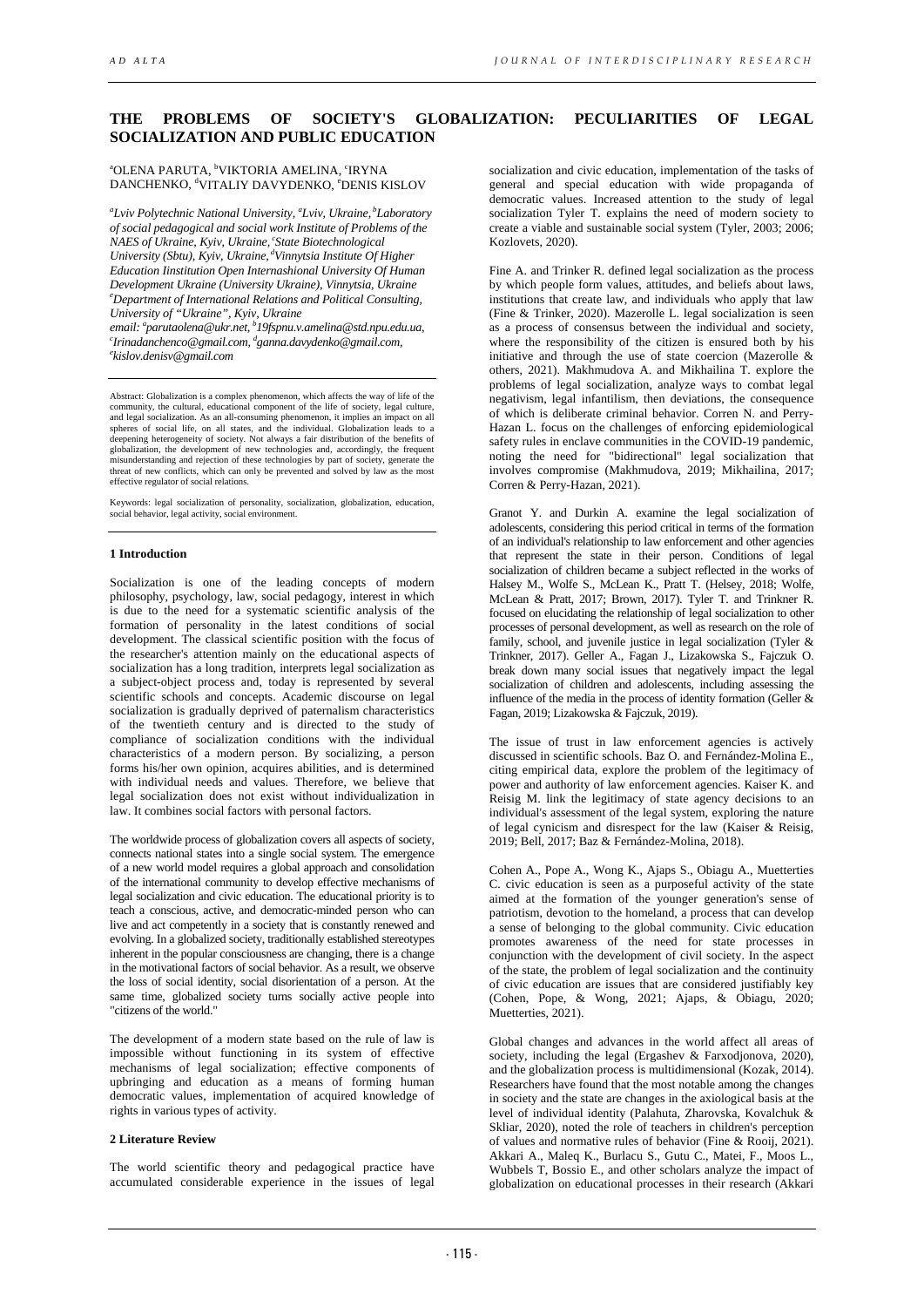# THE PROBLEMS OF SOCIETY'S GLOBALIZATION: PECULIARITIES OF LEGAL SOCIALIZATION AND PUBLIC EDUCATION

[a]OLENA PARUTA, [b]VIKTORIA AMELINA, [c]IRYNA DANCHENKO, [d]VITALIY DAVYDENKO, [e]DENIS KISLOV

*[a]Lviv Polytechnic National University, [a]Lviv, Ukraine, [b]Laboratory of social pedagogical and social work Institute of Problems of the NAES of Ukraine, Kyiv, Ukraine, [c]State Biotechnological University (Sbtu), Kyiv, Ukraine, [d]Vinnytsia Institute Of Higher Education Iinstitution Open Internashional University Of Human Development Ukraine (University Ukraine), Vinnytsia, Ukraine [e]Department of International Relations and Political Consulting, University of "Ukraine", Kyiv, Ukraine*

*email: [a]parutaolena@ukr.net, [b]19fspnu.v.amelina@std.npu.edu.ua, [c]Irinadanchenco@gmail.com, [d]ganna.davydenko@gmail.com, [e]kislov.denisv@gmail.com*

Abstract: Globalization is a complex phenomenon, which affects the way of life of the community, the cultural, educational component of the life of society, legal culture, and legal socialization. As an all-consuming phenomenon, it implies an impact on all spheres of social life, on all states, and the individual. Globalization leads to a deepening heterogeneity of society. Not always a fair distribution of the benefits of globalization, the development of new technologies and, accordingly, the frequent misunderstanding and rejection of these technologies by part of society, generate the threat of new conflicts, which can only be prevented and solved by law as the most effective regulator of social relations.

Keywords: legal socialization of personality, socialization, globalization, education, social behavior, legal activity, social environment.

## 1 Introduction

Socialization is one of the leading concepts of modern philosophy, psychology, law, social pedagogy, interest in which is due to the need for a systematic scientific analysis of the formation of personality in the latest conditions of social development. The classical scientific position with the focus of the researcher's attention mainly on the educational aspects of socialization has a long tradition, interprets legal socialization as a subject-object process and, today is represented by several scientific schools and concepts. Academic discourse on legal socialization is gradually deprived of paternalism characteristics of the twentieth century and is directed to the study of compliance of socialization conditions with the individual characteristics of a modern person. By socializing, a person forms his/her own opinion, acquires abilities, and is determined with individual needs and values. Therefore, we believe that legal socialization does not exist without individualization in law. It combines social factors with personal factors.

The worldwide process of globalization covers all aspects of society, connects national states into a single social system. The emergence of a new world model requires a global approach and consolidation of the international community to develop effective mechanisms of legal socialization and civic education. The educational priority is to teach a conscious, active, and democratic-minded person who can live and act competently in a society that is constantly renewed and evolving. In a globalized society, traditionally established stereotypes inherent in the popular consciousness are changing, there is a change in the motivational factors of social behavior. As a result, we observe the loss of social identity, social disorientation of a person. At the same time, globalized society turns socially active people into "citizens of the world."

The development of a modern state based on the rule of law is impossible without functioning in its system of effective mechanisms of legal socialization; effective components of upbringing and education as a means of forming human democratic values, implementation of acquired knowledge of rights in various types of activity.

## 2 Literature Review

The world scientific theory and pedagogical practice have accumulated considerable experience in the issues of legal socialization and civic education, implementation of the tasks of general and special education with wide propaganda of democratic values. Increased attention to the study of legal socialization Tyler T. explains the need of modern society to create a viable and sustainable social system (Tyler, 2003; 2006; Kozlovets, 2020).

Fine A. and Trinker R. defined legal socialization as the process by which people form values, attitudes, and beliefs about laws, institutions that create law, and individuals who apply that law (Fine & Trinker, 2020). Mazerolle L. legal socialization is seen as a process of consensus between the individual and society, where the responsibility of the citizen is ensured both by his initiative and through the use of state coercion (Mazerolle & others, 2021). Makhmudova A. and Mikhailina T. explore the problems of legal socialization, analyze ways to combat legal negativism, legal infantilism, then deviations, the consequence of which is deliberate criminal behavior. Corren N. and Perry-Hazan L. focus on the challenges of enforcing epidemiological safety rules in enclave communities in the COVID-19 pandemic, noting the need for "bidirectional" legal socialization that involves compromise (Makhmudova, 2019; Mikhailina, 2017; Corren & Perry-Hazan, 2021).

Granot Y. and Durkin A. examine the legal socialization of adolescents, considering this period critical in terms of the formation of an individual's relationship to law enforcement and other agencies that represent the state in their person. Conditions of legal socialization of children became a subject reflected in the works of Halsey M., Wolfe S., McLean K., Pratt T. (Helsey, 2018; Wolfe, McLean & Pratt, 2017; Brown, 2017). Tyler T. and Trinkner R. focused on elucidating the relationship of legal socialization to other processes of personal development, as well as research on the role of family, school, and juvenile justice in legal socialization (Tyler & Trinkner, 2017). Geller A., Fagan J., Lizakowska S., Fajczuk O. break down many social issues that negatively impact the legal socialization of children and adolescents, including assessing the influence of the media in the process of identity formation (Geller & Fagan, 2019; Lizakowska & Fajczuk, 2019).

The issue of trust in law enforcement agencies is actively discussed in scientific schools. Baz O. and Fernández-Molina E., citing empirical data, explore the problem of the legitimacy of power and authority of law enforcement agencies. Kaiser K. and Reisig M. link the legitimacy of state agency decisions to an individual's assessment of the legal system, exploring the nature of legal cynicism and disrespect for the law (Kaiser & Reisig, 2019; Bell, 2017; Baz & Fernández-Molina, 2018).

Cohen A., Pope A., Wong K., Ajaps S., Obiagu A., Muetterties C. civic education is seen as a purposeful activity of the state aimed at the formation of the younger generation's sense of patriotism, devotion to the homeland, a process that can develop a sense of belonging to the global community. Civic education promotes awareness of the need for state processes in conjunction with the development of civil society. In the aspect of the state, the problem of legal socialization and the continuity of civic education are issues that are considered justifiably key (Cohen, Pope, & Wong, 2021; Ajaps, & Obiagu, 2020; Muetterties, 2021).

Global changes and advances in the world affect all areas of society, including the legal (Ergashev & Farxodjonova, 2020), and the globalization process is multidimensional (Kozak, 2014). Researchers have found that the most notable among the changes in society and the state are changes in the axiological basis at the level of individual identity (Palahuta, Zharovska, Kovalchuk & Skliar, 2020), noted the role of teachers in children's perception of values and normative rules of behavior (Fine & Rooij, 2021). Akkari A., Maleq K., Burlacu S., Gutu C., Matei, F., Moos L., Wubbels T, Bossio E., and other scholars analyze the impact of globalization on educational processes in their research (Akkari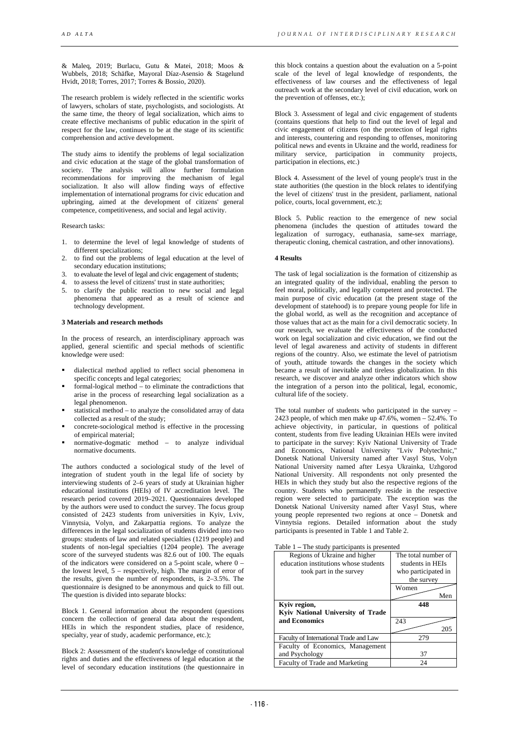& Maleq, 2019; Burlacu, Gutu & Matei, 2018; Moos & Wubbels, 2018; Schäfke, Mayoral Díaz-Asensio & Stagelund Hvidt, 2018; Torres, 2017; Torres & Bossio, 2020).

The research problem is widely reflected in the scientific works of lawyers, scholars of state, psychologists, and sociologists. At the same time, the theory of legal socialization, which aims to create effective mechanisms of public education in the spirit of respect for the law, continues to be at the stage of its scientific comprehension and active development.

The study aims to identify the problems of legal socialization and civic education at the stage of the global transformation of society. The analysis will allow further formulation recommendations for improving the mechanism of legal socialization. It also will allow finding ways of effective implementation of international programs for civic education and upbringing, aimed at the development of citizens' general competence, competitiveness, and social and legal activity.

Research tasks:

1. to determine the level of legal knowledge of students of different specializations;
2. to find out the problems of legal education at the level of secondary education institutions;
3. to evaluate the level of legal and civic engagement of students;
4. to assess the level of citizens' trust in state authorities;
5. to clarify the public reaction to new social and legal phenomena that appeared as a result of science and technology development.

**3 Materials and research methods**

In the process of research, an interdisciplinary approach was applied, general scientific and special methods of scientific knowledge were used:

- dialectical method applied to reflect social phenomena in specific concepts and legal categories;
- formal-logical method – to eliminate the contradictions that arise in the process of researching legal socialization as a legal phenomenon.
- statistical method – to analyze the consolidated array of data collected as a result of the study;
- concrete-sociological method is effective in the processing of empirical material;
- normative-dogmatic method – to analyze individual normative documents.

The authors conducted a sociological study of the level of integration of student youth in the legal life of society by interviewing students of 2–6 years of study at Ukrainian higher educational institutions (HEIs) of IV accreditation level. The research period covered 2019–2021. Questionnaires developed by the authors were used to conduct the survey. The focus group consisted of 2423 students from universities in Kyiv, Lviv, Vinnytsia, Volyn, and Zakarpattia regions. To analyze the differences in the legal socialization of students divided into two groups: students of law and related specialties (1219 people) and students of non-legal specialties (1204 people). The average score of the surveyed students was 82.6 out of 100. The equals of the indicators were considered on a 5-point scale, where 0 – the lowest level, 5 – respectively, high. The margin of error of the results, given the number of respondents, is 2–3.5%. The questionnaire is designed to be anonymous and quick to fill out. The question is divided into separate blocks:

Block 1. General information about the respondent (questions concern the collection of general data about the respondent, HEIs in which the respondent studies, place of residence, specialty, year of study, academic performance, etc.);

Block 2: Assessment of the student's knowledge of constitutional rights and duties and the effectiveness of legal education at the level of secondary education institutions (the questionnaire in this block contains a question about the evaluation on a 5-point scale of the level of legal knowledge of respondents, the effectiveness of law courses and the effectiveness of legal outreach work at the secondary level of civil education, work on the prevention of offenses, etc.);

Block 3. Assessment of legal and civic engagement of students (contains questions that help to find out the level of legal and civic engagement of citizens (on the protection of legal rights and interests, countering and responding to offenses, monitoring political news and events in Ukraine and the world, readiness for military service, participation in community projects, participation in elections, etc.)

Block 4. Assessment of the level of young people's trust in the state authorities (the question in the block relates to identifying the level of citizens' trust in the president, parliament, national police, courts, local government, etc.);

Block 5. Public reaction to the emergence of new social phenomena (includes the question of attitudes toward the legalization of surrogacy, euthanasia, same-sex marriage, therapeutic cloning, chemical castration, and other innovations).

**4 Results**

The task of legal socialization is the formation of citizenship as an integrated quality of the individual, enabling the person to feel moral, politically, and legally competent and protected. The main purpose of civic education (at the present stage of the development of statehood) is to prepare young people for life in the global world, as well as the recognition and acceptance of those values that act as the main for a civil democratic society. In our research, we evaluate the effectiveness of the conducted work on legal socialization and civic education, we find out the level of legal awareness and activity of students in different regions of the country. Also, we estimate the level of patriotism of youth, attitude towards the changes in the society which became a result of inevitable and tireless globalization. In this research, we discover and analyze other indicators which show the integration of a person into the political, legal, economic, cultural life of the society.

The total number of students who participated in the survey – 2423 people, of which men make up 47.6%, women – 52.4%. To achieve objectivity, in particular, in questions of political content, students from five leading Ukrainian HEIs were invited to participate in the survey: Kyiv National University of Trade and Economics, National University "Lviv Polytechnic," Donetsk National University named after Vasyl Stus, Volyn National University named after Lesya Ukrainka, Uzhgorod National University. All respondents not only presented the HEIs in which they study but also the respective regions of the country. Students who permanently reside in the respective region were selected to participate. The exception was the Donetsk National University named after Vasyl Stus, where young people represented two regions at once – Donetsk and Vinnytsia regions. Detailed information about the study participants is presented in Table 1 and Table 2.

Table 1 – The study participants is presented

| Regions of Ukraine and higher education institutions whose students took part in the survey | The total number of students in HEIs who participated in the survey | |
|---|---|---|
| | Women | Men |
| **Kyiv region, Kyiv National University of Trade and Economics** | **448** | |
| | 243 | 205 |
| Faculty of International Trade and Law | 279 | |
| Faculty of Economics, Management and Psychology | 37 | |
| Faculty of Trade and Marketing | 24 | |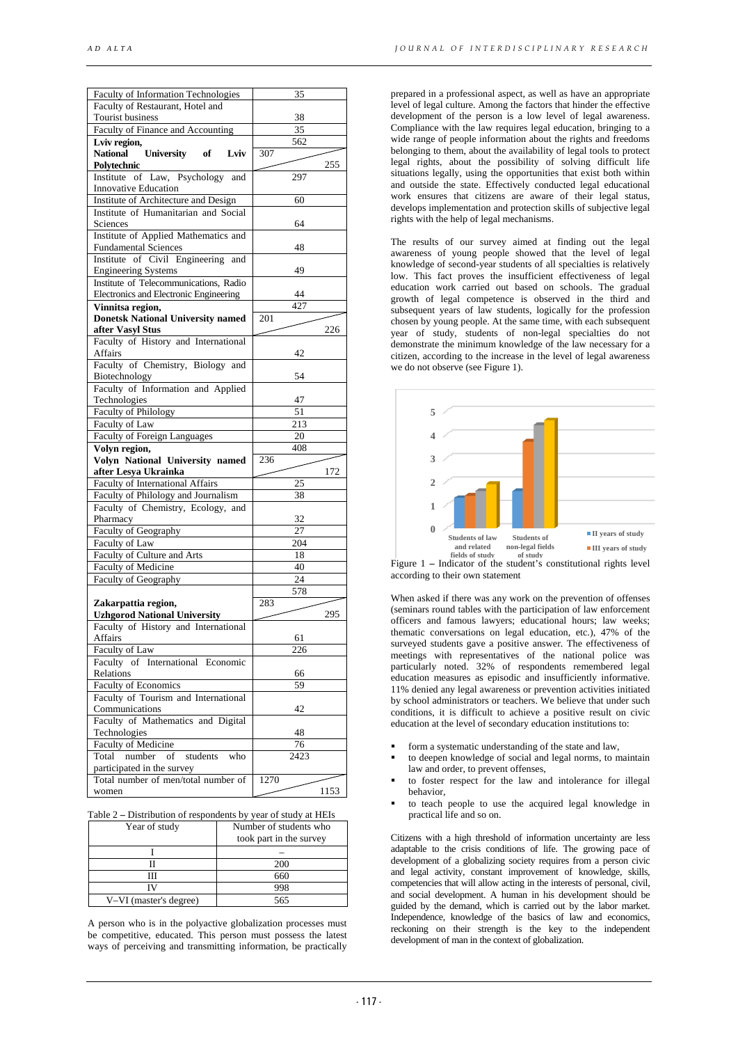| | |
|---|---|
| Faculty of Information Technologies | 35 |
| Faculty of Restaurant, Hotel and Tourist business | 38 |
| Faculty of Finance and Accounting | 35 |
| **Lviv region, National University of Lviv Polytechnic** | 562 (307 / 255) |
| Institute of Law, Psychology and Innovative Education | 297 |
| Institute of Architecture and Design | 60 |
| Institute of Humanitarian and Social Sciences | 64 |
| Institute of Applied Mathematics and Fundamental Sciences | 48 |
| Institute of Civil Engineering and Engineering Systems | 49 |
| Institute of Telecommunications, Radio Electronics and Electronic Engineering | 44 |
| **Vinnitsa region, Donetsk National University named after Vasyl Stus** | 427 (201 / 226) |
| Faculty of History and International Affairs | 42 |
| Faculty of Chemistry, Biology and Biotechnology | 54 |
| Faculty of Information and Applied Technologies | 47 |
| Faculty of Philology | 51 |
| Faculty of Law | 213 |
| Faculty of Foreign Languages | 20 |
| **Volyn region, Volyn National University named after Lesya Ukrainka** | 408 (236 / 172) |
| Faculty of International Affairs | 25 |
| Faculty of Philology and Journalism | 38 |
| Faculty of Chemistry, Ecology, and Pharmacy | 32 |
| Faculty of Geography | 27 |
| Faculty of Law | 204 |
| Faculty of Culture and Arts | 18 |
| Faculty of Medicine | 40 |
| Faculty of Geography | 24 |
| **Zakarpattia region, Uzhgorod National University** | 578 (283 / 295) |
| Faculty of History and International Affairs | 61 |
| Faculty of Law | 226 |
| Faculty of International Economic Relations | 66 |
| Faculty of Economics | 59 |
| Faculty of Tourism and International Communications | 42 |
| Faculty of Mathematics and Digital Technologies | 48 |
| Faculty of Medicine | 76 |
| Total number of students who participated in the survey | 2423 |
| Total number of men/total number of women | 1270 / 1153 |

Table 2 – Distribution of respondents by year of study at HEIs

| Year of study | Number of students who took part in the survey |
|---|---|
| I | – |
| II | 200 |
| III | 660 |
| IV | 998 |
| V–VI (master's degree) | 565 |

A person who is in the polyactive globalization processes must be competitive, educated. This person must possess the latest ways of perceiving and transmitting information, be practically prepared in a professional aspect, as well as have an appropriate level of legal culture. Among the factors that hinder the effective development of the person is a low level of legal awareness. Compliance with the law requires legal education, bringing to a wide range of people information about the rights and freedoms belonging to them, about the availability of legal tools to protect legal rights, about the possibility of solving difficult life situations legally, using the opportunities that exist both within and outside the state. Effectively conducted legal educational work ensures that citizens are aware of their legal status, develops implementation and protection skills of subjective legal rights with the help of legal mechanisms.

The results of our survey aimed at finding out the legal awareness of young people showed that the level of legal knowledge of second-year students of all specialties is relatively low. This fact proves the insufficient effectiveness of legal education work carried out based on schools. The gradual growth of legal competence is observed in the third and subsequent years of law students, logically for the profession chosen by young people. At the same time, with each subsequent year of study, students of non-legal specialties do not demonstrate the minimum knowledge of the law necessary for a citizen, according to the increase in the level of legal awareness we do not observe (see Figure 1).

Figure 1 – Indicator of the student's constitutional rights level according to their own statement

When asked if there was any work on the prevention of offenses (seminars round tables with the participation of law enforcement officers and famous lawyers; educational hours; law weeks; thematic conversations on legal education, etc.), 47% of the surveyed students gave a positive answer. The effectiveness of meetings with representatives of the national police was particularly noted. 32% of respondents remembered legal education measures as episodic and insufficiently informative. 11% denied any legal awareness or prevention activities initiated by school administrators or teachers. We believe that under such conditions, it is difficult to achieve a positive result on civic education at the level of secondary education institutions to:

- form a systematic understanding of the state and law,
- to deepen knowledge of social and legal norms, to maintain law and order, to prevent offenses,
- to foster respect for the law and intolerance for illegal behavior,
- to teach people to use the acquired legal knowledge in practical life and so on.

Citizens with a high threshold of information uncertainty are less adaptable to the crisis conditions of life. The growing pace of development of a globalizing society requires from a person civic and legal activity, constant improvement of knowledge, skills, competencies that will allow acting in the interests of personal, civil, and social development. A human in his development should be guided by the demand, which is carried out by the labor market. Independence, knowledge of the basics of law and economics, reckoning on their strength is the key to the independent development of man in the context of globalization.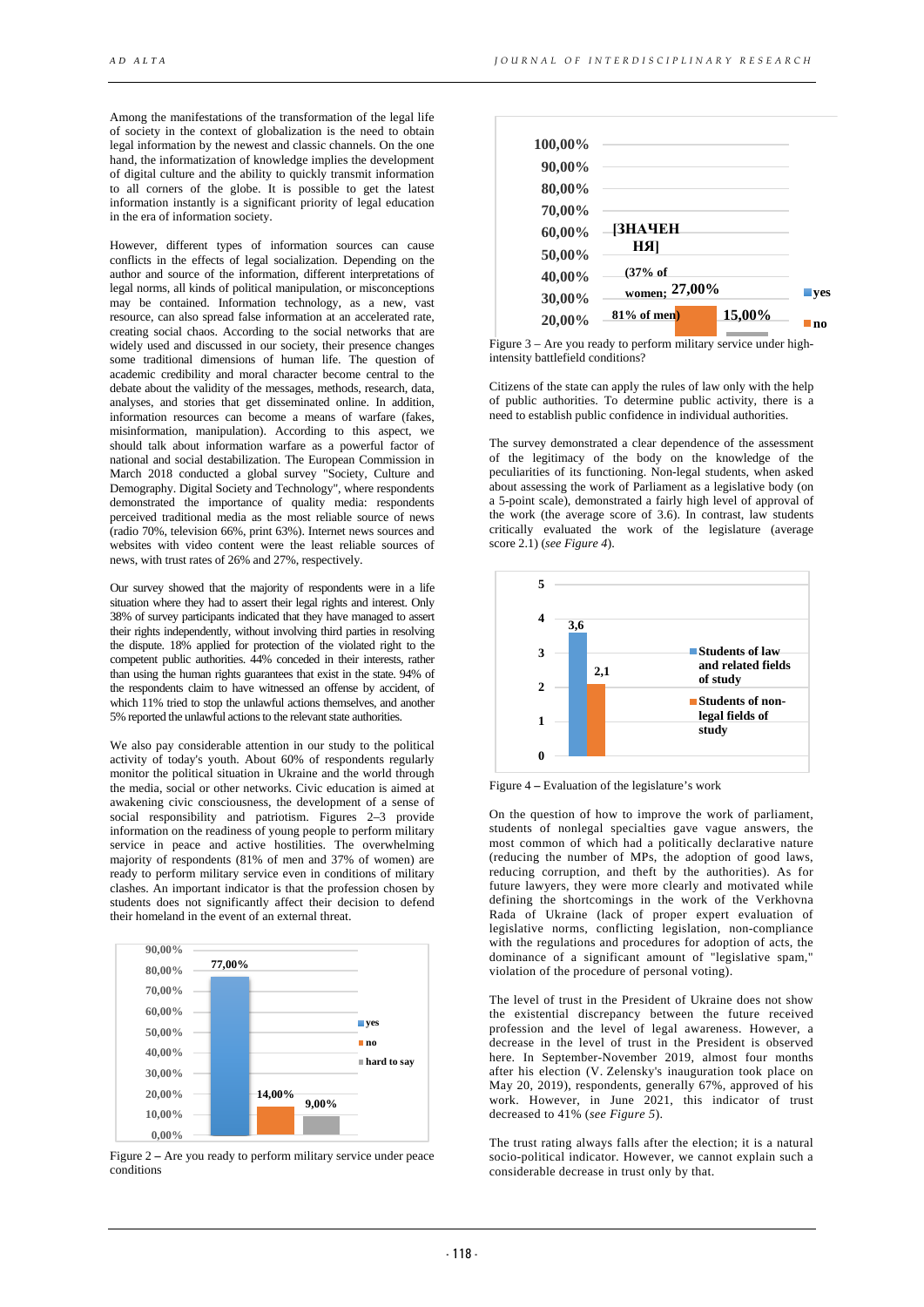Among the manifestations of the transformation of the legal life of society in the context of globalization is the need to obtain legal information by the newest and classic channels. On the one hand, the informatization of knowledge implies the development of digital culture and the ability to quickly transmit information to all corners of the globe. It is possible to get the latest information instantly is a significant priority of legal education in the era of information society.

However, different types of information sources can cause conflicts in the effects of legal socialization. Depending on the author and source of the information, different interpretations of legal norms, all kinds of political manipulation, or misconceptions may be contained. Information technology, as a new, vast resource, can also spread false information at an accelerated rate, creating social chaos. According to the social networks that are widely used and discussed in our society, their presence changes some traditional dimensions of human life. The question of academic credibility and moral character become central to the debate about the validity of the messages, methods, research, data, analyses, and stories that get disseminated online. In addition, information resources can become a means of warfare (fakes, misinformation, manipulation). According to this aspect, we should talk about information warfare as a powerful factor of national and social destabilization. The European Commission in March 2018 conducted a global survey "Society, Culture and Demography. Digital Society and Technology", where respondents demonstrated the importance of quality media: respondents perceived traditional media as the most reliable source of news (radio 70%, television 66%, print 63%). Internet news sources and websites with video content were the least reliable sources of news, with trust rates of 26% and 27%, respectively.

Our survey showed that the majority of respondents were in a life situation where they had to assert their legal rights and interest. Only 38% of survey participants indicated that they have managed to assert their rights independently, without involving third parties in resolving the dispute. 18% applied for protection of the violated right to the competent public authorities. 44% conceded in their interests, rather than using the human rights guarantees that exist in the state. 94% of the respondents claim to have witnessed an offense by accident, of which 11% tried to stop the unlawful actions themselves, and another 5% reported the unlawful actions to the relevant state authorities.

We also pay considerable attention in our study to the political activity of today's youth. About 60% of respondents regularly monitor the political situation in Ukraine and the world through the media, social or other networks. Civic education is aimed at awakening civic consciousness, the development of a sense of social responsibility and patriotism. Figures 2–3 provide information on the readiness of young people to perform military service in peace and active hostilities. The overwhelming majority of respondents (81% of men and 37% of women) are ready to perform military service even in conditions of military clashes. An important indicator is that the profession chosen by students does not significantly affect their decision to defend their homeland in the event of an external threat.

| | yes | no | hard to say |
|---|---|---|---|
| | 77,00% | 14,00% | 9,00% |

Figure 2 – Are you ready to perform military service under peace conditions

| | yes | no |
|---|---|---|
| | [ЗНАЧЕННЯ] (37% of women; 81% of men) | 27,00% / 15,00% |

Figure 3 – Are you ready to perform military service under high-intensity battlefield conditions?

Citizens of the state can apply the rules of law only with the help of public authorities. To determine public activity, there is a need to establish public confidence in individual authorities.

The survey demonstrated a clear dependence of the assessment of the legitimacy of the body on the knowledge of the peculiarities of its functioning. Non-legal students, when asked about assessing the work of Parliament as a legislative body (on a 5-point scale), demonstrated a fairly high level of approval of the work (the average score of 3.6). In contrast, law students critically evaluated the work of the legislature (average score 2.1) (*see Figure 4*).

| | Value |
|---|---|
| Students of law and related fields of study | 3,6 |
| Students of non-legal fields of study | 2,1 |

Figure 4 – Evaluation of the legislature's work

On the question of how to improve the work of parliament, students of nonlegal specialties gave vague answers, the most common of which had a politically declarative nature (reducing the number of MPs, the adoption of good laws, reducing corruption, and theft by the authorities). As for future lawyers, they were more clearly and motivated while defining the shortcomings in the work of the Verkhovna Rada of Ukraine (lack of proper expert evaluation of legislative norms, conflicting legislation, non-compliance with the regulations and procedures for adoption of acts, the dominance of a significant amount of "legislative spam," violation of the procedure of personal voting).

The level of trust in the President of Ukraine does not show the existential discrepancy between the future received profession and the level of legal awareness. However, a decrease in the level of trust in the President is observed here. In September-November 2019, almost four months after his election (V. Zelensky's inauguration took place on May 20, 2019), respondents, generally 67%, approved of his work. However, in June 2021, this indicator of trust decreased to 41% (*see Figure 5*).

The trust rating always falls after the election; it is a natural socio-political indicator. However, we cannot explain such a considerable decrease in trust only by that.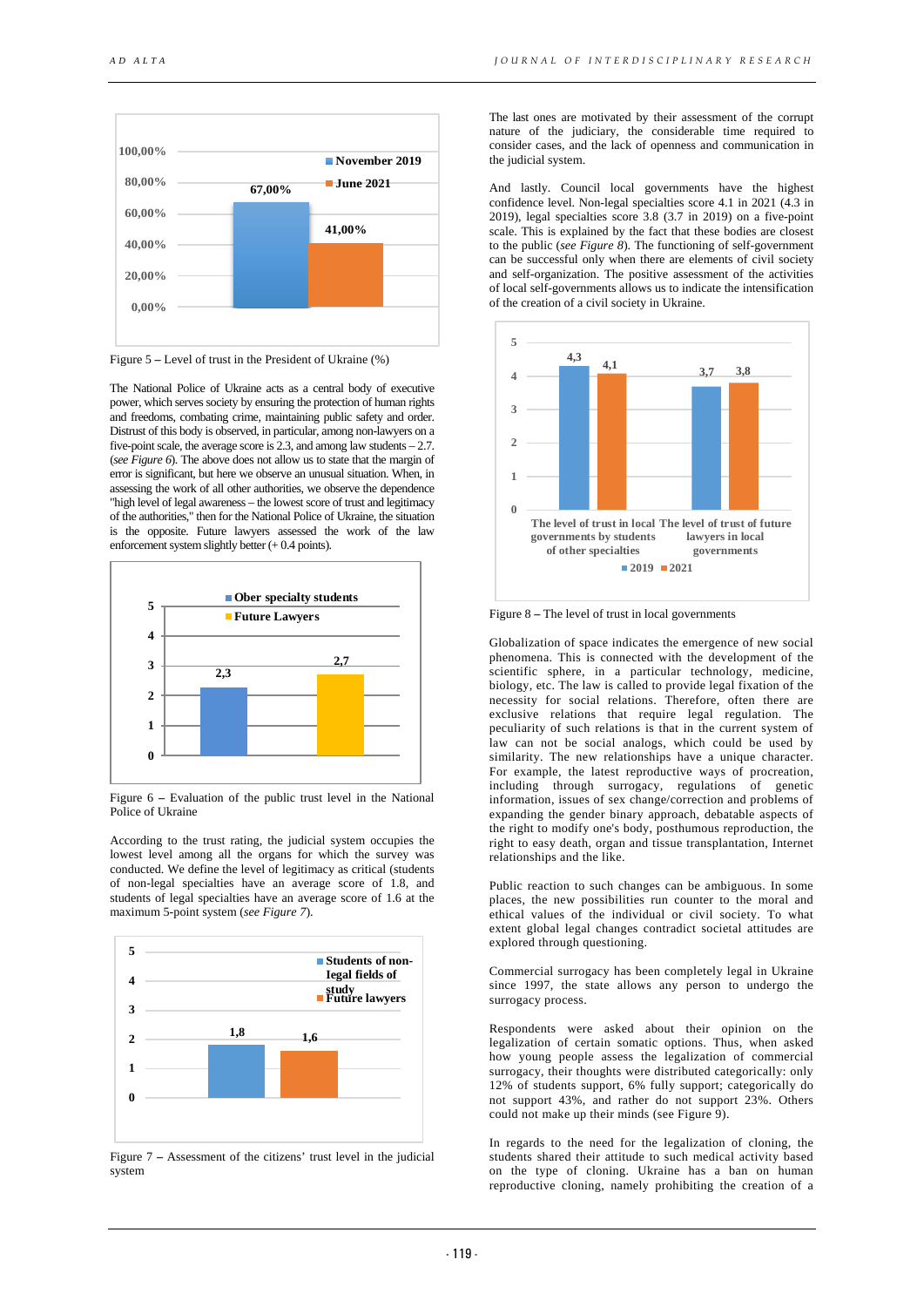Figure 5 – Level of trust in the President of Ukraine (%)

The National Police of Ukraine acts as a central body of executive power, which serves society by ensuring the protection of human rights and freedoms, combating crime, maintaining public safety and order. Distrust of this body is observed, in particular, among non-lawyers on a five-point scale, the average score is 2.3, and among law students – 2.7. (*see Figure 6*). The above does not allow us to state that the margin of error is significant, but here we observe an unusual situation. When, in assessing the work of all other authorities, we observe the dependence "high level of legal awareness – the lowest score of trust and legitimacy of the authorities," then for the National Police of Ukraine, the situation is the opposite. Future lawyers assessed the work of the law enforcement system slightly better (+ 0.4 points).

Figure 6 – Evaluation of the public trust level in the National Police of Ukraine

According to the trust rating, the judicial system occupies the lowest level among all the organs for which the survey was conducted. We define the level of legitimacy as critical (students of non-legal specialties have an average score of 1.8, and students of legal specialties have an average score of 1.6 at the maximum 5-point system (*see Figure 7*).

Figure 7 – Assessment of the citizens' trust level in the judicial system

The last ones are motivated by their assessment of the corrupt nature of the judiciary, the considerable time required to consider cases, and the lack of openness and communication in the judicial system.

And lastly. Council local governments have the highest confidence level. Non-legal specialties score 4.1 in 2021 (4.3 in 2019), legal specialties score 3.8 (3.7 in 2019) on a five-point scale. This is explained by the fact that these bodies are closest to the public (*see Figure 8*). The functioning of self-government can be successful only when there are elements of civil society and self-organization. The positive assessment of the activities of local self-governments allows us to indicate the intensification of the creation of a civil society in Ukraine.

Figure 8 – The level of trust in local governments

Globalization of space indicates the emergence of new social phenomena. This is connected with the development of the scientific sphere, in a particular technology, medicine, biology, etc. The law is called to provide legal fixation of the necessity for social relations. Therefore, often there are exclusive relations that require legal regulation. The peculiarity of such relations is that in the current system of law can not be social analogs, which could be used by similarity. The new relationships have a unique character. For example, the latest reproductive ways of procreation, including through surrogacy, regulations of genetic information, issues of sex change/correction and problems of expanding the gender binary approach, debatable aspects of the right to modify one's body, posthumous reproduction, the right to easy death, organ and tissue transplantation, Internet relationships and the like.

Public reaction to such changes can be ambiguous. In some places, the new possibilities run counter to the moral and ethical values of the individual or civil society. To what extent global legal changes contradict societal attitudes are explored through questioning.

Commercial surrogacy has been completely legal in Ukraine since 1997, the state allows any person to undergo the surrogacy process.

Respondents were asked about their opinion on the legalization of certain somatic options. Thus, when asked how young people assess the legalization of commercial surrogacy, their thoughts were distributed categorically: only 12% of students support, 6% fully support; categorically do not support 43%, and rather do not support 23%. Others could not make up their minds (see Figure 9).

In regards to the need for the legalization of cloning, the students shared their attitude to such medical activity based on the type of cloning. Ukraine has a ban on human reproductive cloning, namely prohibiting the creation of a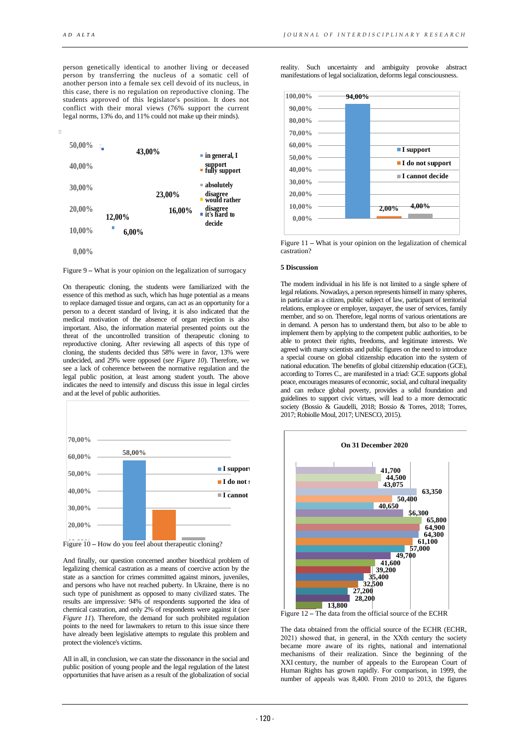person genetically identical to another living or deceased person by transferring the nucleus of a somatic cell of another person into a female sex cell devoid of its nucleus, in this case, there is no regulation on reproductive cloning. The students approved of this legislator's position. It does not conflict with their moral views (76% support the current legal norms, 13% do, and 11% could not make up their minds).

Figure 9 – What is your opinion on the legalization of surrogacy

On therapeutic cloning, the students were familiarized with the essence of this method as such, which has huge potential as a means to replace damaged tissue and organs, can act as an opportunity for a person to a decent standard of living, it is also indicated that the medical motivation of the absence of organ rejection is also important. Also, the information material presented points out the threat of the uncontrolled transition of therapeutic cloning to reproductive cloning. After reviewing all aspects of this type of cloning, the students decided thus 58% were in favor, 13% were undecided, and 29% were opposed (*see Figure 10*). Therefore, we see a lack of coherence between the normative regulation and the legal public position, at least among student youth. The above indicates the need to intensify and discuss this issue in legal circles and at the level of public authorities.

Figure 10 – How do you feel about therapeutic cloning?

And finally, our question concerned another bioethical problem of legalizing chemical castration as a means of coercive action by the state as a sanction for crimes committed against minors, juveniles, and persons who have not reached puberty. In Ukraine, there is no such type of punishment as opposed to many civilized states. The results are impressive: 94% of respondents supported the idea of chemical castration, and only 2% of respondents were against it (*see Figure 11*). Therefore, the demand for such prohibited regulation points to the need for lawmakers to return to this issue since there have already been legislative attempts to regulate this problem and protect the violence's victims.

All in all, in conclusion, we can state the dissonance in the social and public position of young people and the legal regulation of the latest opportunities that have arisen as a result of the globalization of social reality. Such uncertainty and ambiguity provoke abstract manifestations of legal socialization, deforms legal consciousness.

Figure 11 – What is your opinion on the legalization of chemical castration?

## 5 Discussion

The modern individual in his life is not limited to a single sphere of legal relations. Nowadays, a person represents himself in many spheres, in particular as a citizen, public subject of law, participant of territorial relations, employee or employer, taxpayer, the user of services, family member, and so on. Therefore, legal norms of various orientations are in demand. A person has to understand them, but also to be able to implement them by applying to the competent public authorities, to be able to protect their rights, freedoms, and legitimate interests. We agreed with many scientists and public figures on the need to introduce a special course on global citizenship education into the system of national education. The benefits of global citizenship education (GCE), according to Torres C., are manifested in a triad: GCE supports global peace, encourages measures of economic, social, and cultural inequality and can reduce global poverty, provides a solid foundation and guidelines to support civic virtues, will lead to a more democratic society (Bossio & Gaudelli, 2018; Bossio & Torres, 2018; Torres, 2017; Robiolle Moul, 2017; UNESCO, 2015).

Figure 12 – The data from the official source of the ECHR

The data obtained from the official source of the ECHR (ECHR, 2021) showed that, in general, in the XXth century the society became more aware of its rights, national and international mechanisms of their realization. Since the beginning of the XXI century, the number of appeals to the European Court of Human Rights has grown rapidly. For comparison, in 1999, the number of appeals was 8,400. From 2010 to 2013, the figures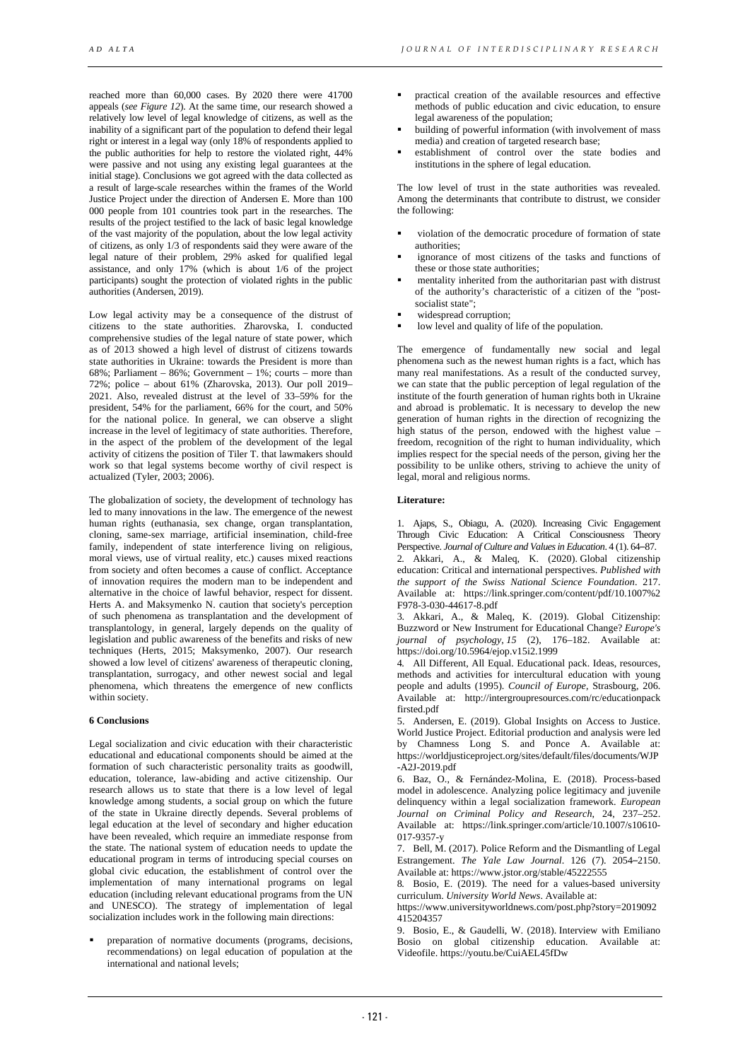reached more than 60,000 cases. By 2020 there were 41700 appeals (*see Figure 12*). At the same time, our research showed a relatively low level of legal knowledge of citizens, as well as the inability of a significant part of the population to defend their legal right or interest in a legal way (only 18% of respondents applied to the public authorities for help to restore the violated right, 44% were passive and not using any existing legal guarantees at the initial stage). Conclusions we got agreed with the data collected as a result of large-scale researches within the frames of the World Justice Project under the direction of Andersen E. More than 100 000 people from 101 countries took part in the researches. The results of the project testified to the lack of basic legal knowledge of the vast majority of the population, about the low legal activity of citizens, as only 1/3 of respondents said they were aware of the legal nature of their problem, 29% asked for qualified legal assistance, and only 17% (which is about 1/6 of the project participants) sought the protection of violated rights in the public authorities (Andersen, 2019).

Low legal activity may be a consequence of the distrust of citizens to the state authorities. Zharovska, I. conducted comprehensive studies of the legal nature of state power, which as of 2013 showed a high level of distrust of citizens towards state authorities in Ukraine: towards the President is more than 68%; Parliament – 86%; Government – 1%; courts – more than 72%; police – about 61% (Zharovska, 2013). Our poll 2019–2021. Also, revealed distrust at the level of 33–59% for the president, 54% for the parliament, 66% for the court, and 50% for the national police. In general, we can observe a slight increase in the level of legitimacy of state authorities. Therefore, in the aspect of the problem of the development of the legal activity of citizens the position of Tiler T. that lawmakers should work so that legal systems become worthy of civil respect is actualized (Tyler, 2003; 2006).

The globalization of society, the development of technology has led to many innovations in the law. The emergence of the newest human rights (euthanasia, sex change, organ transplantation, cloning, same-sex marriage, artificial insemination, child-free family, independent of state interference living on religious, moral views, use of virtual reality, etc.) causes mixed reactions from society and often becomes a cause of conflict. Acceptance of innovation requires the modern man to be independent and alternative in the choice of lawful behavior, respect for dissent. Herts A. and Maksymenko N. caution that society's perception of such phenomena as transplantation and the development of transplantology, in general, largely depends on the quality of legislation and public awareness of the benefits and risks of new techniques (Herts, 2015; Maksymenko, 2007). Our research showed a low level of citizens' awareness of therapeutic cloning, transplantation, surrogacy, and other newest social and legal phenomena, which threatens the emergence of new conflicts within society.

## 6 Conclusions

Legal socialization and civic education with their characteristic educational and educational components should be aimed at the formation of such characteristic personality traits as goodwill, education, tolerance, law-abiding and active citizenship. Our research allows us to state that there is a low level of legal knowledge among students, a social group on which the future of the state in Ukraine directly depends. Several problems of legal education at the level of secondary and higher education have been revealed, which require an immediate response from the state. The national system of education needs to update the educational program in terms of introducing special courses on global civic education, the establishment of control over the implementation of many international programs on legal education (including relevant educational programs from the UN and UNESCO). The strategy of implementation of legal socialization includes work in the following main directions:

- preparation of normative documents (programs, decisions, recommendations) on legal education of population at the international and national levels;
- practical creation of the available resources and effective methods of public education and civic education, to ensure legal awareness of the population;
- building of powerful information (with involvement of mass media) and creation of targeted research base;
- establishment of control over the state bodies and institutions in the sphere of legal education.

The low level of trust in the state authorities was revealed. Among the determinants that contribute to distrust, we consider the following:

- violation of the democratic procedure of formation of state authorities;
- ignorance of most citizens of the tasks and functions of these or those state authorities;
- mentality inherited from the authoritarian past with distrust of the authority's characteristic of a citizen of the "post-socialist state";
- widespread corruption;
- low level and quality of life of the population.

The emergence of fundamentally new social and legal phenomena such as the newest human rights is a fact, which has many real manifestations. As a result of the conducted survey, we can state that the public perception of legal regulation of the institute of the fourth generation of human rights both in Ukraine and abroad is problematic. It is necessary to develop the new generation of human rights in the direction of recognizing the high status of the person, endowed with the highest value – freedom, recognition of the right to human individuality, which implies respect for the special needs of the person, giving her the possibility to be unlike others, striving to achieve the unity of legal, moral and religious norms.

**Literature:**

1. Ajaps, S., Obiagu, A. (2020). Increasing Civic Engagement Through Civic Education: A Critical Consciousness Theory Perspective. *Journal of Culture and Values in Education*. 4 (1). 64–87.
2. Akkari, A., & Maleq, K. (2020). Global citizenship education: Critical and international perspectives. *Published with the support of the Swiss National Science Foundation*. 217. Available at: https://link.springer.com/content/pdf/10.1007%2F978-3-030-44617-8.pdf
3. Akkari, A., & Maleq, K. (2019). Global Citizenship: Buzzword or New Instrument for Educational Change? *Europe's journal of psychology*, *15* (2), 176–182. Available at: https://doi.org/10.5964/ejop.v15i2.1999
4. All Different, All Equal. Educational pack. Ideas, resources, methods and activities for intercultural education with young people and adults (1995). *Council of Europe*, Strasbourg, 206. Available at: http://intergroupresources.com/rc/educationpackfirsted.pdf
5. Andersen, E. (2019). Global Insights on Access to Justice. World Justice Project. Editorial production and analysis were led by Chamness Long S. and Ponce A. Available at: https://worldjusticeproject.org/sites/default/files/documents/WJP-A2J-2019.pdf
6. Baz, O., & Fernández-Molina, E. (2018). Process-based model in adolescence. Analyzing police legitimacy and juvenile delinquency within a legal socialization framework. *European Journal on Criminal Policy and Research*, 24, 237–252. Available at: https://link.springer.com/article/10.1007/s10610-017-9357-y
7. Bell, M. (2017). Police Reform and the Dismantling of Legal Estrangement. *The Yale Law Journal*. 126 (7). 2054–2150. Available at: https://www.jstor.org/stable/45222555
8. Bosio, E. (2019). The need for a values-based university curriculum. *University World News*. Available at: https://www.universityworldnews.com/post.php?story=2019092415204357
9. Bosio, E., & Gaudelli, W. (2018). Interview with Emiliano Bosio on global citizenship education. Available at: Videofile. https://youtu.be/CuiAEL45fDw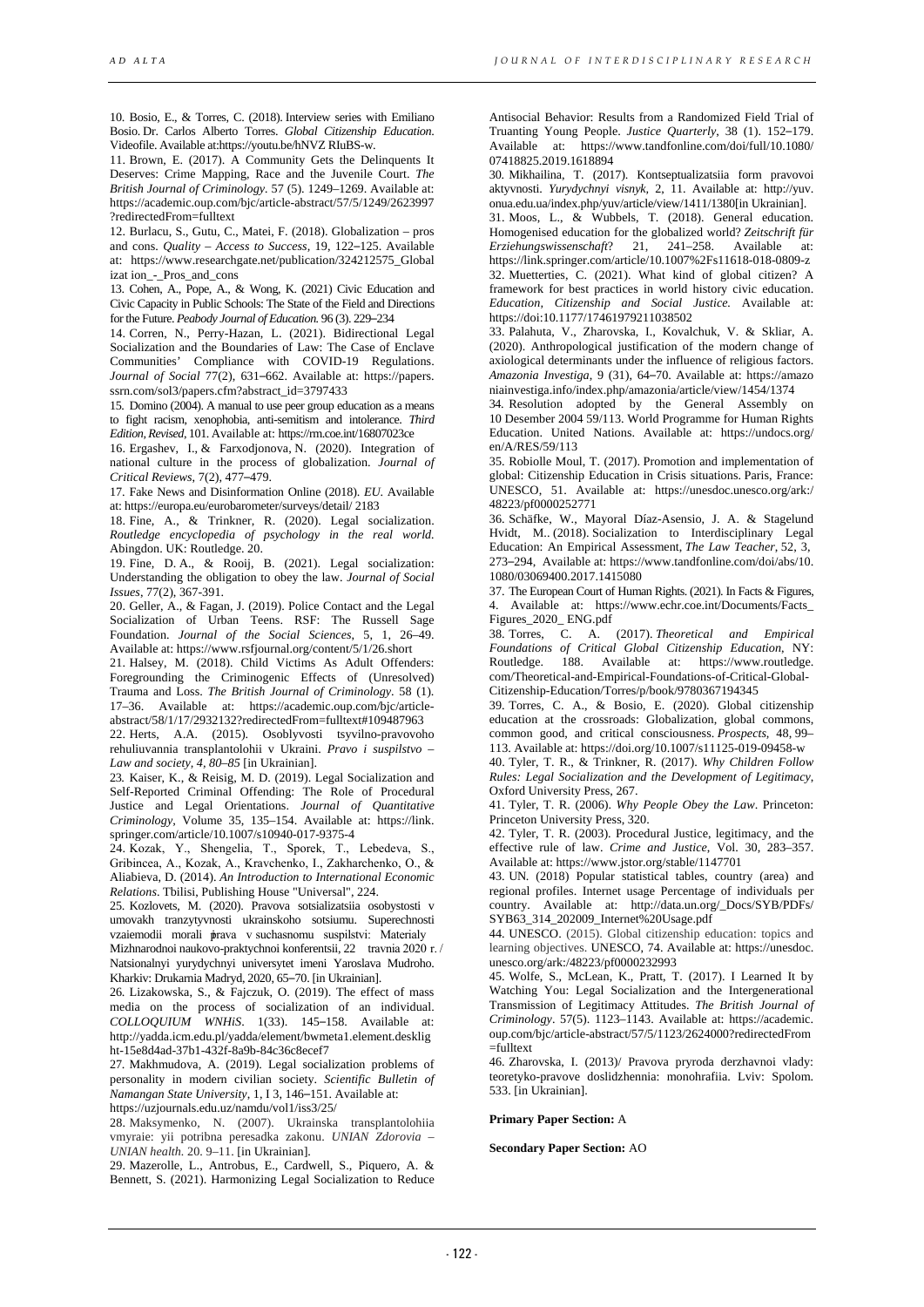10. Bosio, E., & Torres, C. (2018). Interview series with Emiliano Bosio. Dr. Carlos Alberto Torres. *Global Citizenship Education.* Videofile. Available at:https://youtu.be/hNVZ RIuBS-w.

11. Brown, E. (2017). A Community Gets the Delinquents It Deserves: Crime Mapping, Race and the Juvenile Court. *The British Journal of Criminology*. 57 (5). 1249–1269. Available at: https://academic.oup.com/bjc/article-abstract/57/5/1249/2623997?redirectedFrom=fulltext

12. Burlacu, S., Gutu, C., Matei, F. (2018). Globalization – pros and cons. *Quality – Access to Success*, 19, 122–125. Available at: https://www.researchgate.net/publication/324212575_Globalization_-_Pros_and_cons

13. Cohen, A., Pope, A., & Wong, K. (2021) Civic Education and Civic Capacity in Public Schools: The State of the Field and Directions for the Future. *Peabody Journal of Education.* 96 (3). 229–234

14. Corren, N., Perry-Hazan, L. (2021). Bidirectional Legal Socialization and the Boundaries of Law: The Case of Enclave Communities' Compliance with COVID-19 Regulations. *Journal of Social* 77(2), 631–662. Available at: https://papers.ssrn.com/sol3/papers.cfm?abstract_id=3797433

15. Domino (2004). A manual to use peer group education as a means to fight racism, xenophobia, anti-semitism and intolerance. *Third Edition, Revised*, 101. Available at: https://rm.coe.int/16807023ce

16. Ergashev, I., & Farxodjonova, N. (2020). Integration of national culture in the process of globalization. *Journal of Critical Reviews*, 7(2), 477–479.

17. Fake News and Disinformation Online (2018). *EU*. Available at: https://europa.eu/eurobarometer/surveys/detail/ 2183

18. Fine, A., & Trinkner, R. (2020). Legal socialization. *Routledge encyclopedia of psychology in the real world.* Abingdon. UK: Routledge. 20.

19. Fine, D. A., & Rooij, B. (2021). Legal socialization: Understanding the obligation to obey the law. *Journal of Social Issues*, 77(2), 367-391.

20. Geller, A., & Fagan, J. (2019). Police Contact and the Legal Socialization of Urban Teens. RSF: The Russell Sage Foundation. *Journal of the Social Sciences*, 5, 1, 26–49. Available at: https://www.rsfjournal.org/content/5/1/26.short

21. Halsey, M. (2018). Child Victims As Adult Offenders: Foregrounding the Criminogenic Effects of (Unresolved) Trauma and Loss. *The British Journal of Criminology*. 58 (1). 17–36. Available at: https://academic.oup.com/bjc/article-abstract/58/1/17/2932132?redirectedFrom=fulltext#109487963

22. Herts, A.A. (2015). Osoblyvosti tsyvilno-pravovoho rehuliuvannia transplantolohii v Ukraini. *Pravo i suspilstvo – Law and society, 4, 80–85* [in Ukrainian].

23. Kaiser, K., & Reisig, M. D. (2019). Legal Socialization and Self-Reported Criminal Offending: The Role of Procedural Justice and Legal Orientations. *Journal of Quantitative Criminology*, Volume 35, 135–154. Available at: https://link.springer.com/article/10.1007/s10940-017-9375-4

24. Kozak, Y., Shengelia, T., Sporek, T., Lebedeva, S., Gribincea, A., Kozak, A., Kravchenko, I., Zakharchenko, O., & Aliabieva, D. (2014). *An Introduction to International Economic Relations*. Tbilisi, Publishing House "Universal", 224.

25. Kozlovets, M. (2020). Pravova sotsializatsiia osobystosti v umovakh tranzytyvnosti ukrainskoho sotsiumu. Superechnosti vzaiemodii morali prava v suchasnomu suspilstvi: Materialy Mizhnarodnoi naukovo-praktychnoi konferentsii, 22 travnia 2020 r. / Natsionalnyi yurydychnyi universytet imeni Yaroslava Mudroho. Kharkiv: Drukarnia Madryd, 2020, 65–70. [in Ukrainian].

26. Lizakowska, S., & Fajczuk, O. (2019). The effect of mass media on the process of socialization of an individual. *COLLOQUIUM WNHiS*. 1(33). 145–158. Available at: http://yadda.icm.edu.pl/yadda/element/bwmeta1.element.desklight-15e8d4ad-37b1-432f-8a9b-84c36c8ecef7

27. Makhmudova, A. (2019). Legal socialization problems of personality in modern civilian society. *Scientific Bulletin of Namangan State University*, 1, I 3, 146–151. Available at: https://uzjournals.edu.uz/namdu/vol1/iss3/25/

28. Maksymenko, N. (2007). Ukrainska transplantolohiia vmyraie: yii potribna peresadka zakonu. *UNIAN Zdorovia – UNIAN health*. 20. 9–11. [in Ukrainian].

29. Mazerolle, L., Antrobus, E., Cardwell, S., Piquero, A. & Bennett, S. (2021). Harmonizing Legal Socialization to Reduce Antisocial Behavior: Results from a Randomized Field Trial of Truanting Young People. *Justice Quarterly*, 38 (1). 152–179. Available at: https://www.tandfonline.com/doi/full/10.1080/07418825.2019.1618894

30. Mikhailina, T. (2017). Kontseptualizatsiia form pravovoi aktyvnosti. *Yurydychnyi visnyk*, 2, 11. Available at: http://yuv.onua.edu.ua/index.php/yuv/article/view/1411/1380[in Ukrainian].

31. Moos, L., & Wubbels, T. (2018). General education. Homogenised education for the globalized world? *Zeitschrift für Erziehungswissenschaft*? 21, 241–258. Available at: https://link.springer.com/article/10.1007%2Fs11618-018-0809-z

32. Muetterties, C. (2021). What kind of global citizen? A framework for best practices in world history civic education. *Education, Citizenship and Social Justice*. Available at: https://doi:10.1177/17461979211038502

33. Palahuta, V., Zharovska, I., Kovalchuk, V. & Skliar, A. (2020). Anthropological justification of the modern change of axiological determinants under the influence of religious factors. *Amazonia Investiga*, 9 (31), 64–70. Available at: https://amazoniainvestiga.info/index.php/amazonia/article/view/1454/1374

34. Resolution adopted by the General Assembly on 10 Desember 2004 59/113. World Programme for Human Rights Education. United Nations. Available at: https://undocs.org/en/A/RES/59/113

35. Robiolle Moul, T. (2017). Promotion and implementation of global: Citizenship Education in Crisis situations. Paris, France: UNESCO, 51. Available at: https://unesdoc.unesco.org/ark:/48223/pf0000252771

36. Schäfke, W., Mayoral Díaz-Asensio, J. A. & Stagelund Hvidt, M.. (2018). Socialization to Interdisciplinary Legal Education: An Empirical Assessment, *The Law Teacher*, 52, 3, 273–294, Available at: https://www.tandfonline.com/doi/abs/10.1080/03069400.2017.1415080

37. The European Court of Human Rights. (2021). In Facts & Figures, 4. Available at: https://www.echr.coe.int/Documents/Facts_Figures_2020_ ENG.pdf

38. Torres, C. A. (2017). *Theoretical and Empirical Foundations of Critical Global Citizenship Education*, NY: Routledge. 188. Available at: https://www.routledge.com/Theoretical-and-Empirical-Foundations-of-Critical-Global-Citizenship-Education/Torres/p/book/9780367194345

39. Torres, C. A., & Bosio, E. (2020). Global citizenship education at the crossroads: Globalization, global commons, common good, and critical consciousness. *Prospects*, 48, 99–113. Available at: https://doi.org/10.1007/s11125-019-09458-w

40. Tyler, T. R., & Trinkner, R. (2017). *Why Children Follow Rules: Legal Socialization and the Development of Legitimacy*, Oxford University Press, 267.

41. Tyler, T. R. (2006). *Why People Obey the Law*. Princeton: Princeton University Press, 320.

42. Tyler, T. R. (2003). Procedural Justice, legitimacy, and the effective rule of law. *Crime and Justice*, Vol. 30, 283–357. Available at: https://www.jstor.org/stable/1147701

43. UN. (2018) Popular statistical tables, country (area) and regional profiles. Internet usage Percentage of individuals per country. Available at: http://data.un.org/_Docs/SYB/PDFs/SYB63_314_202009_Internet%20Usage.pdf

44. UNESCO. (2015). Global citizenship education: topics and learning objectives. UNESCO, 74. Available at: https://unesdoc.unesco.org/ark:/48223/pf0000232993

45. Wolfe, S., McLean, K., Pratt, T. (2017). I Learned It by Watching You: Legal Socialization and the Intergenerational Transmission of Legitimacy Attitudes. *The British Journal of Criminology*. 57(5). 1123–1143. Available at: https://academic.oup.com/bjc/article-abstract/57/5/1123/2624000?redirectedFrom=fulltext

46. Zharovska, I. (2013)/ Pravova pryroda derzhavnoi vlady: teoretyko-pravove doslidzhennia: monohrafiia. Lviv: Spolom. 533. [in Ukrainian].

**Primary Paper Section:** A

**Secondary Paper Section:** AO